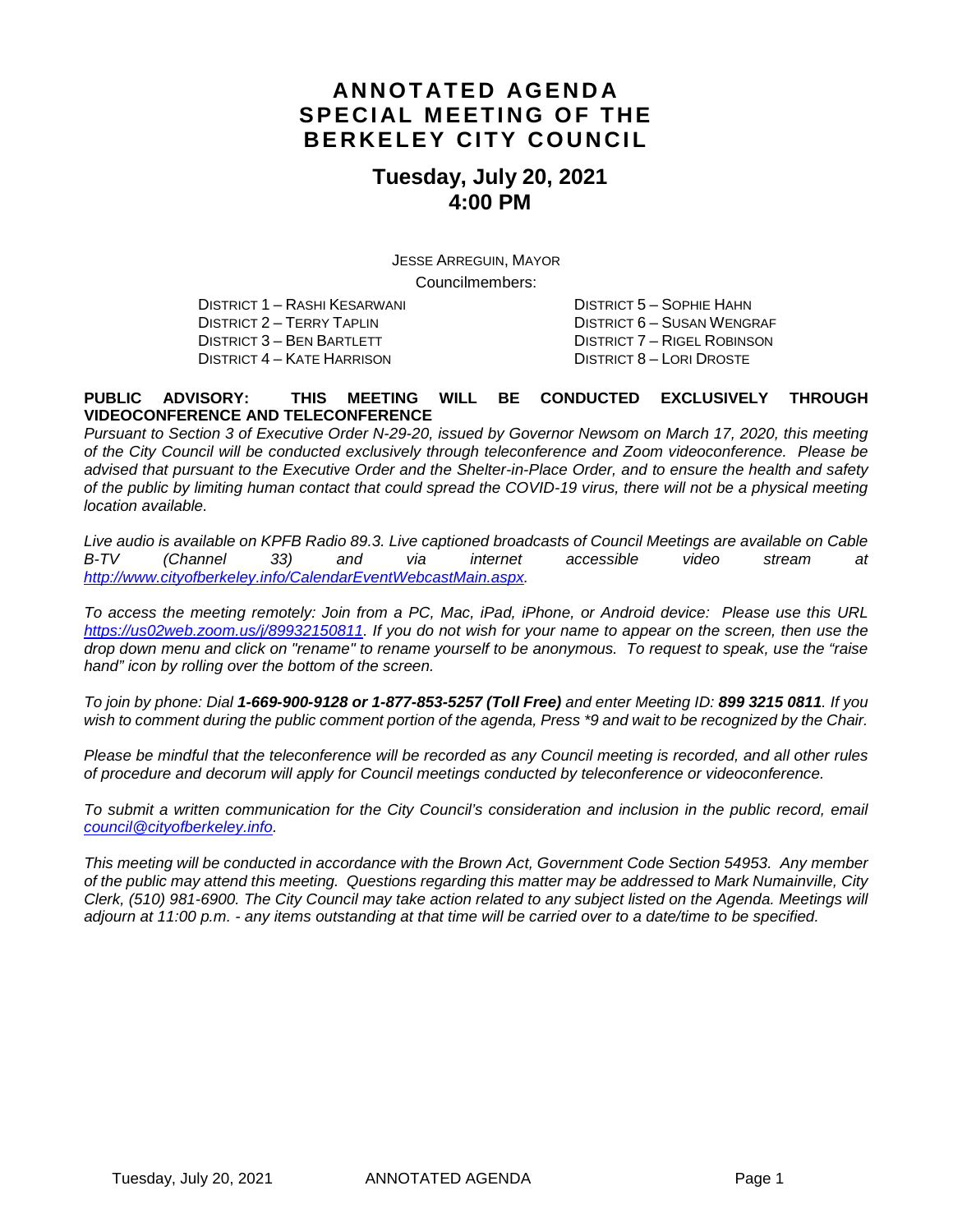# ANNOTATED AGENDA
# SPECIAL MEETING OF THE BERKELEY CITY COUNCIL

## Tuesday, July 20, 2021
## 4:00 PM

JESSE ARREGUIN, MAYOR

Councilmembers:

DISTRICT 1 – RASHI KESARWANI
DISTRICT 2 – TERRY TAPLIN
DISTRICT 3 – BEN BARTLETT
DISTRICT 4 – KATE HARRISON
DISTRICT 5 – SOPHIE HAHN
DISTRICT 6 – SUSAN WENGRAF
DISTRICT 7 – RIGEL ROBINSON
DISTRICT 8 – LORI DROSTE

**PUBLIC ADVISORY: THIS MEETING WILL BE CONDUCTED EXCLUSIVELY THROUGH VIDEOCONFERENCE AND TELECONFERENCE**

*Pursuant to Section 3 of Executive Order N-29-20, issued by Governor Newsom on March 17, 2020, this meeting of the City Council will be conducted exclusively through teleconference and Zoom videoconference. Please be advised that pursuant to the Executive Order and the Shelter-in-Place Order, and to ensure the health and safety of the public by limiting human contact that could spread the COVID-19 virus, there will not be a physical meeting location available.*

*Live audio is available on KPFB Radio 89.3. Live captioned broadcasts of Council Meetings are available on Cable B-TV (Channel 33) and via internet accessible video stream at [http://www.cityofberkeley.info/CalendarEventWebcastMain.aspx](http://www.cityofberkeley.info/CalendarEventWebcastMain.aspx).*

*To access the meeting remotely: Join from a PC, Mac, iPad, iPhone, or Android device: Please use this URL [https://us02web.zoom.us/j/89932150811](https://us02web.zoom.us/j/89932150811). If you do not wish for your name to appear on the screen, then use the drop down menu and click on "rename" to rename yourself to be anonymous. To request to speak, use the "raise hand" icon by rolling over the bottom of the screen.*

*To join by phone: Dial **1-669-900-9128 or 1-877-853-5257 (Toll Free)** and enter Meeting ID: **899 3215 0811**. If you wish to comment during the public comment portion of the agenda, Press \*9 and wait to be recognized by the Chair.*

*Please be mindful that the teleconference will be recorded as any Council meeting is recorded, and all other rules of procedure and decorum will apply for Council meetings conducted by teleconference or videoconference.*

*To submit a written communication for the City Council's consideration and inclusion in the public record, email [council@cityofberkeley.info](mailto:council@cityofberkeley.info).*

*This meeting will be conducted in accordance with the Brown Act, Government Code Section 54953. Any member of the public may attend this meeting. Questions regarding this matter may be addressed to Mark Numainville, City Clerk, (510) 981-6900. The City Council may take action related to any subject listed on the Agenda. Meetings will adjourn at 11:00 p.m. - any items outstanding at that time will be carried over to a date/time to be specified.*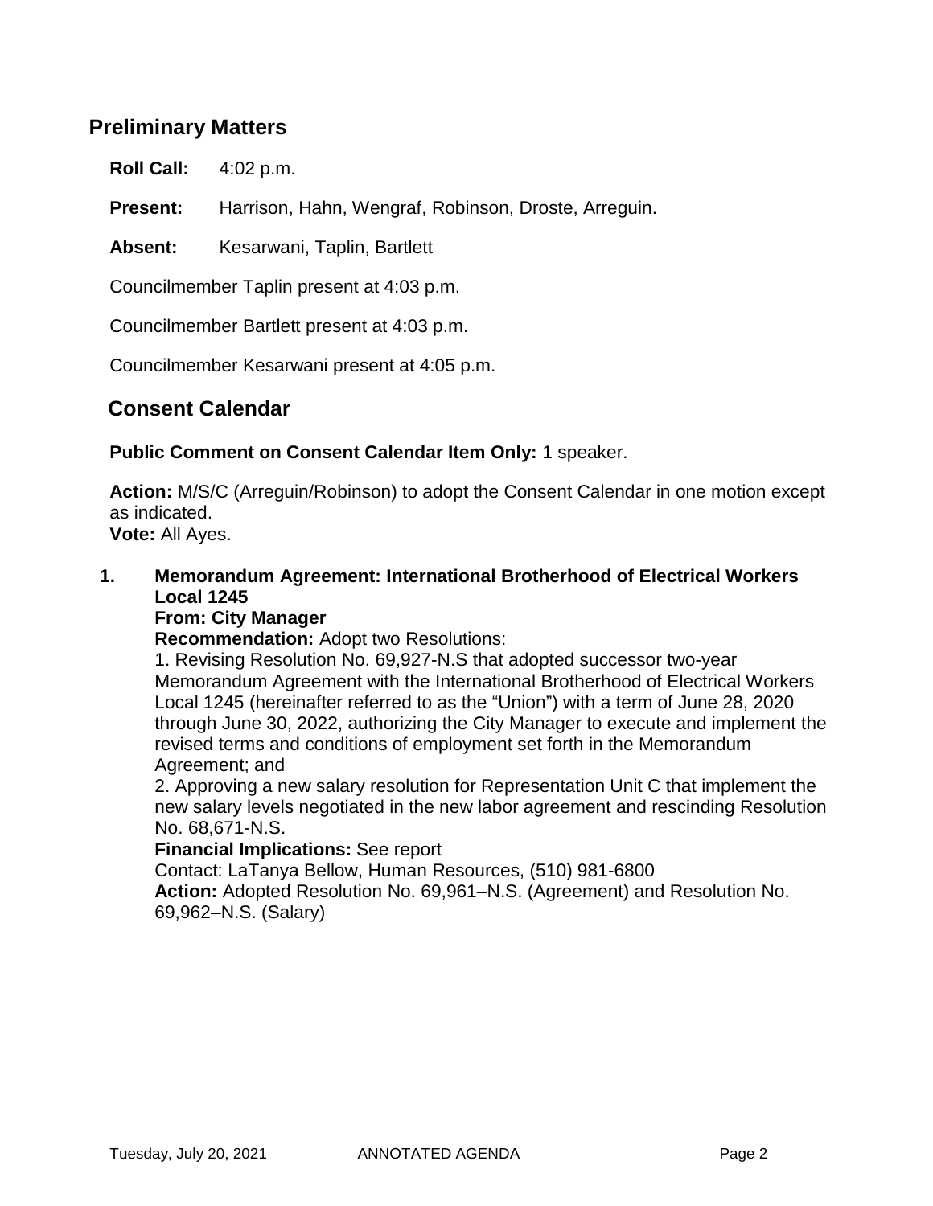## Preliminary Matters

**Roll Call:** 4:02 p.m.

**Present:** Harrison, Hahn, Wengraf, Robinson, Droste, Arreguin.

**Absent:** Kesarwani, Taplin, Bartlett

Councilmember Taplin present at 4:03 p.m.

Councilmember Bartlett present at 4:03 p.m.

Councilmember Kesarwani present at 4:05 p.m.

## Consent Calendar

**Public Comment on Consent Calendar Item Only:** 1 speaker.

**Action:** M/S/C (Arreguin/Robinson) to adopt the Consent Calendar in one motion except as indicated.
**Vote:** All Ayes.

1. **Memorandum Agreement: International Brotherhood of Electrical Workers Local 1245**
   **From: City Manager**
   **Recommendation:** Adopt two Resolutions:
   1. Revising Resolution No. 69,927-N.S that adopted successor two-year Memorandum Agreement with the International Brotherhood of Electrical Workers Local 1245 (hereinafter referred to as the "Union") with a term of June 28, 2020 through June 30, 2022, authorizing the City Manager to execute and implement the revised terms and conditions of employment set forth in the Memorandum Agreement; and
   2. Approving a new salary resolution for Representation Unit C that implement the new salary levels negotiated in the new labor agreement and rescinding Resolution No. 68,671-N.S.

   **Financial Implications:** See report
   Contact: LaTanya Bellow, Human Resources, (510) 981-6800
   **Action:** Adopted Resolution No. 69,961–N.S. (Agreement) and Resolution No. 69,962–N.S. (Salary)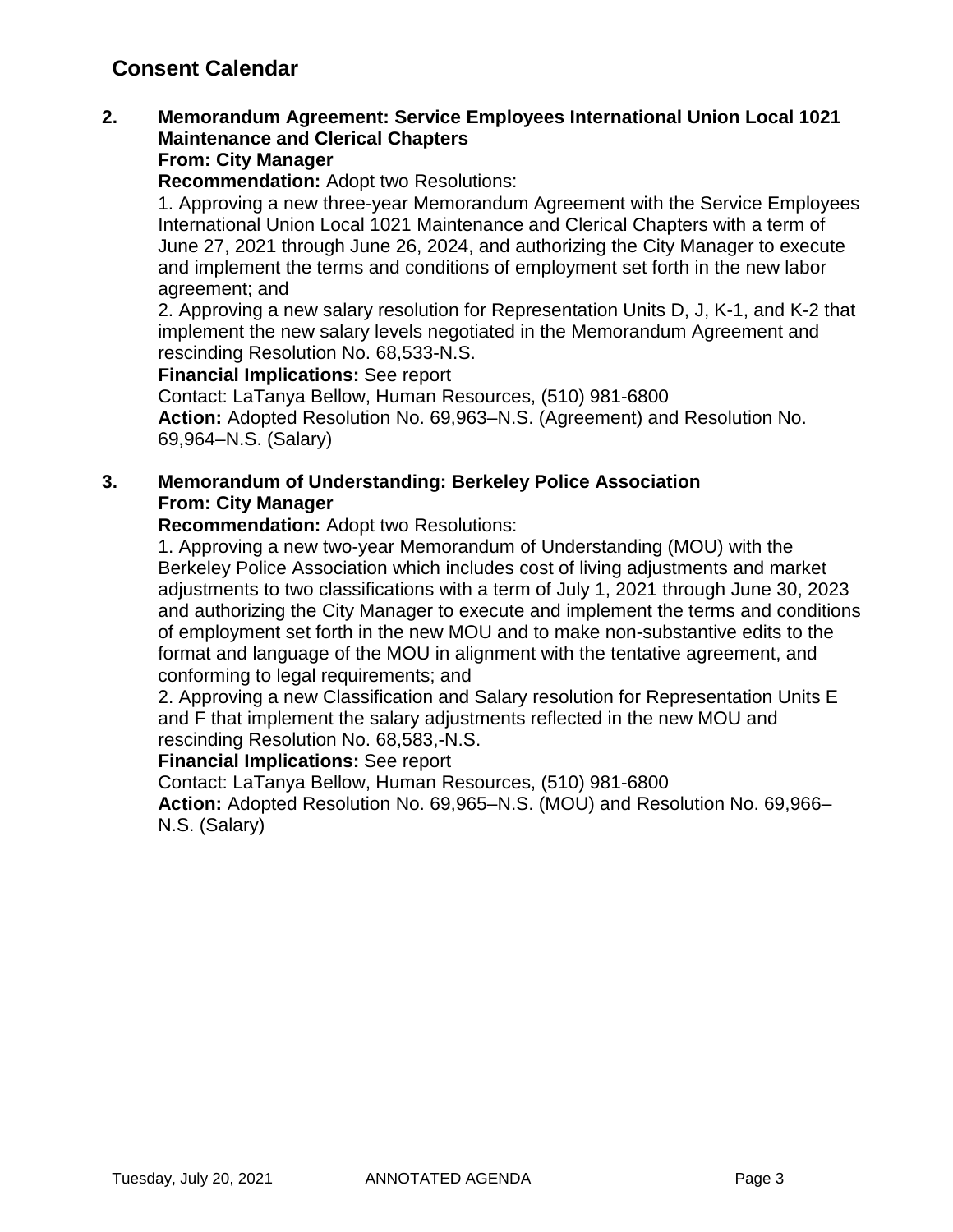## Consent Calendar

**2. Memorandum Agreement: Service Employees International Union Local 1021 Maintenance and Clerical Chapters**
**From: City Manager**
**Recommendation:** Adopt two Resolutions:
1. Approving a new three-year Memorandum Agreement with the Service Employees International Union Local 1021 Maintenance and Clerical Chapters with a term of June 27, 2021 through June 26, 2024, and authorizing the City Manager to execute and implement the terms and conditions of employment set forth in the new labor agreement; and
2. Approving a new salary resolution for Representation Units D, J, K-1, and K-2 that implement the new salary levels negotiated in the Memorandum Agreement and rescinding Resolution No. 68,533-N.S.
**Financial Implications:** See report
Contact: LaTanya Bellow, Human Resources, (510) 981-6800
**Action:** Adopted Resolution No. 69,963–N.S. (Agreement) and Resolution No. 69,964–N.S. (Salary)

**3. Memorandum of Understanding: Berkeley Police Association**
**From: City Manager**
**Recommendation:** Adopt two Resolutions:
1. Approving a new two-year Memorandum of Understanding (MOU) with the Berkeley Police Association which includes cost of living adjustments and market adjustments to two classifications with a term of July 1, 2021 through June 30, 2023 and authorizing the City Manager to execute and implement the terms and conditions of employment set forth in the new MOU and to make non-substantive edits to the format and language of the MOU in alignment with the tentative agreement, and conforming to legal requirements; and
2. Approving a new Classification and Salary resolution for Representation Units E and F that implement the salary adjustments reflected in the new MOU and rescinding Resolution No. 68,583,-N.S.
**Financial Implications:** See report
Contact: LaTanya Bellow, Human Resources, (510) 981-6800
**Action:** Adopted Resolution No. 69,965–N.S. (MOU) and Resolution No. 69,966–N.S. (Salary)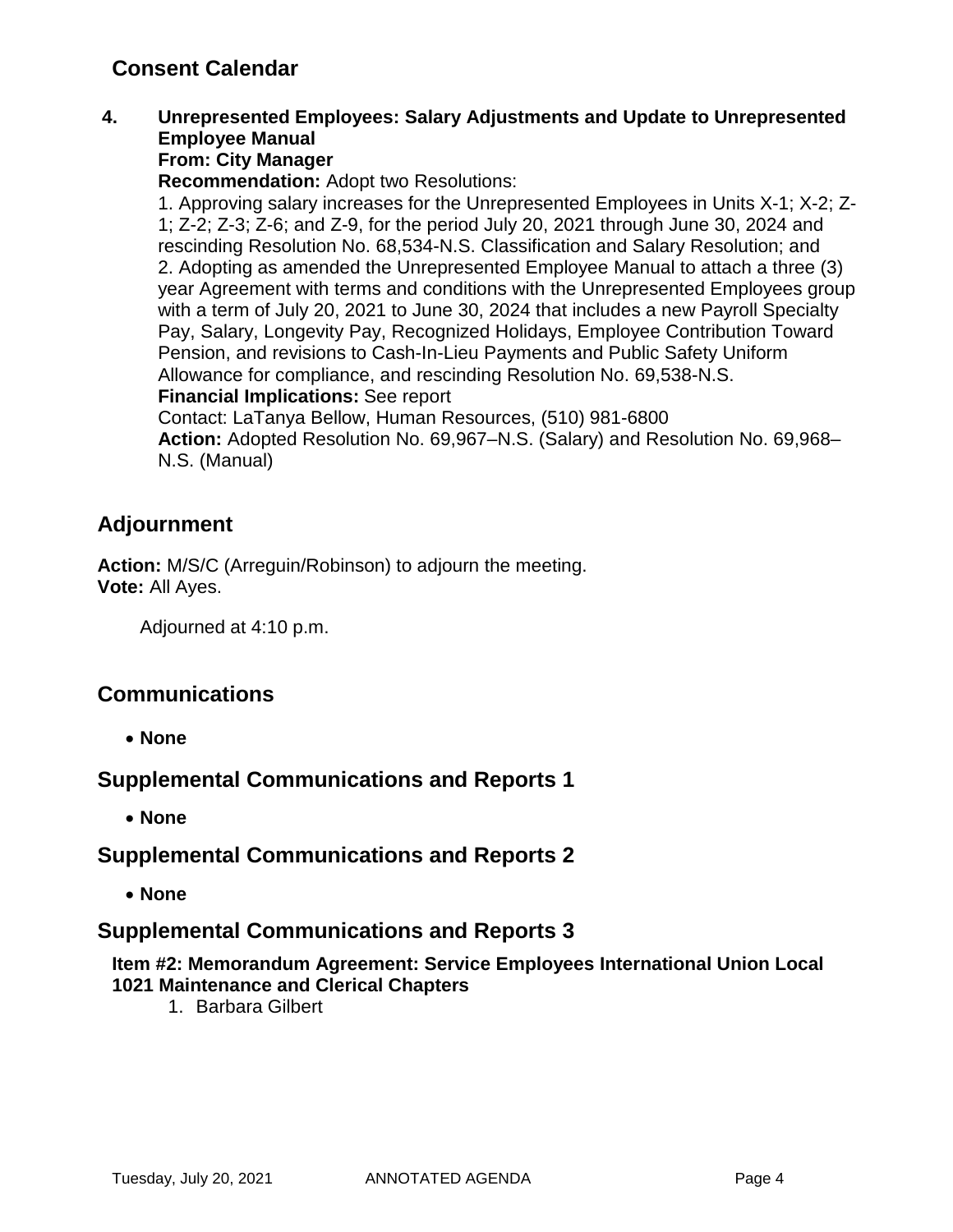## Consent Calendar

**4. Unrepresented Employees: Salary Adjustments and Update to Unrepresented Employee Manual**
**From: City Manager**
**Recommendation:** Adopt two Resolutions:
1. Approving salary increases for the Unrepresented Employees in Units X-1; X-2; Z-1; Z-2; Z-3; Z-6; and Z-9, for the period July 20, 2021 through June 30, 2024 and rescinding Resolution No. 68,534-N.S. Classification and Salary Resolution; and
2. Adopting as amended the Unrepresented Employee Manual to attach a three (3) year Agreement with terms and conditions with the Unrepresented Employees group with a term of July 20, 2021 to June 30, 2024 that includes a new Payroll Specialty Pay, Salary, Longevity Pay, Recognized Holidays, Employee Contribution Toward Pension, and revisions to Cash-In-Lieu Payments and Public Safety Uniform Allowance for compliance, and rescinding Resolution No. 69,538-N.S.
**Financial Implications:** See report
Contact: LaTanya Bellow, Human Resources, (510) 981-6800
**Action:** Adopted Resolution No. 69,967–N.S. (Salary) and Resolution No. 69,968–N.S. (Manual)

## Adjournment

**Action:** M/S/C (Arreguin/Robinson) to adjourn the meeting.
**Vote:** All Ayes.

Adjourned at 4:10 p.m.

## Communications

- **None**

## Supplemental Communications and Reports 1

- **None**

## Supplemental Communications and Reports 2

- **None**

## Supplemental Communications and Reports 3

**Item #2: Memorandum Agreement: Service Employees International Union Local 1021 Maintenance and Clerical Chapters**

1. Barbara Gilbert